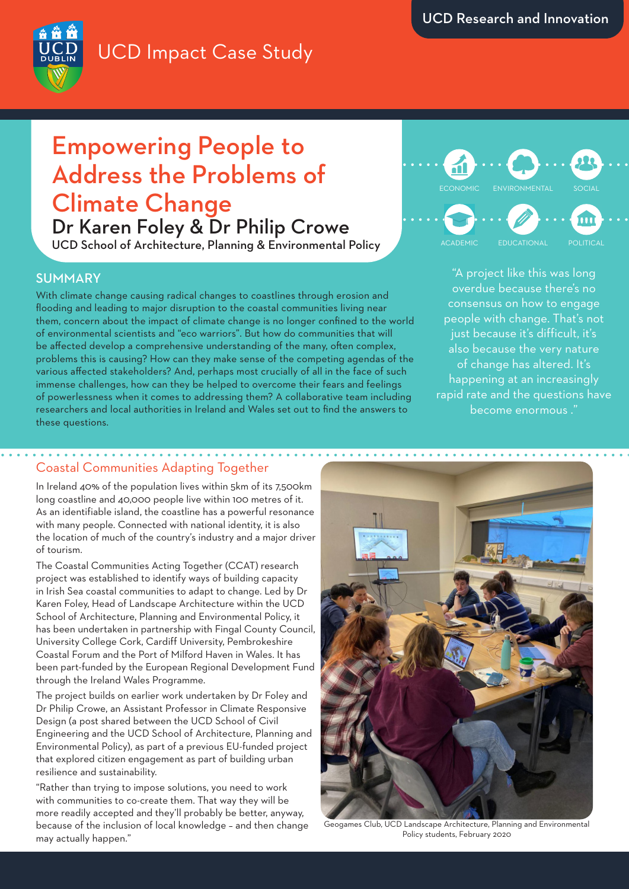UCD Research and Innovation

UCD Impact Case Study

# Empowering People to Address the Problems of Climate Change

## Dr Karen Foley & Dr Philip Crowe

UCD School of Architecture, Planning & Environmental Policy

ECONOMIC | ENVIRONMENTAL | SOCIAL | ACADEMIC | EDUCATIONAL | POLITICAL

## SUMMARY

With climate change causing radical changes to coastlines through erosion and flooding and leading to major disruption to the coastal communities living near them, concern about the impact of climate change is no longer confined to the world of environmental scientists and "eco warriors". But how do communities that will be affected develop a comprehensive understanding of the many, often complex, problems this is causing? How can they make sense of the competing agendas of the various affected stakeholders? And, perhaps most crucially of all in the face of such immense challenges, how can they be helped to overcome their fears and feelings of powerlessness when it comes to addressing them? A collaborative team including researchers and local authorities in Ireland and Wales set out to find the answers to these questions.

"A project like this was long overdue because there's no consensus on how to engage people with change. That's not just because it's difficult, it's also because the very nature of change has altered. It's happening at an increasingly rapid rate and the questions have become enormous ."

### Coastal Communities Adapting Together

In Ireland 40% of the population lives within 5km of its 7,500km long coastline and 40,000 people live within 100 metres of it. As an identifiable island, the coastline has a powerful resonance with many people. Connected with national identity, it is also the location of much of the country's industry and a major driver of tourism.

The Coastal Communities Acting Together (CCAT) research project was established to identify ways of building capacity in Irish Sea coastal communities to adapt to change. Led by Dr Karen Foley, Head of Landscape Architecture within the UCD School of Architecture, Planning and Environmental Policy, it has been undertaken in partnership with Fingal County Council, University College Cork, Cardiff University, Pembrokeshire Coastal Forum and the Port of Milford Haven in Wales. It has been part-funded by the European Regional Development Fund through the Ireland Wales Programme.

The project builds on earlier work undertaken by Dr Foley and Dr Philip Crowe, an Assistant Professor in Climate Responsive Design (a post shared between the UCD School of Civil Engineering and the UCD School of Architecture, Planning and Environmental Policy), as part of a previous EU-funded project that explored citizen engagement as part of building urban resilience and sustainability.

"Rather than trying to impose solutions, you need to work with communities to co-create them. That way they will be more readily accepted and they'll probably be better, anyway, because of the inclusion of local knowledge – and then change may actually happen."

Geogames Club, UCD Landscape Architecture, Planning and Environmental Policy students, February 2020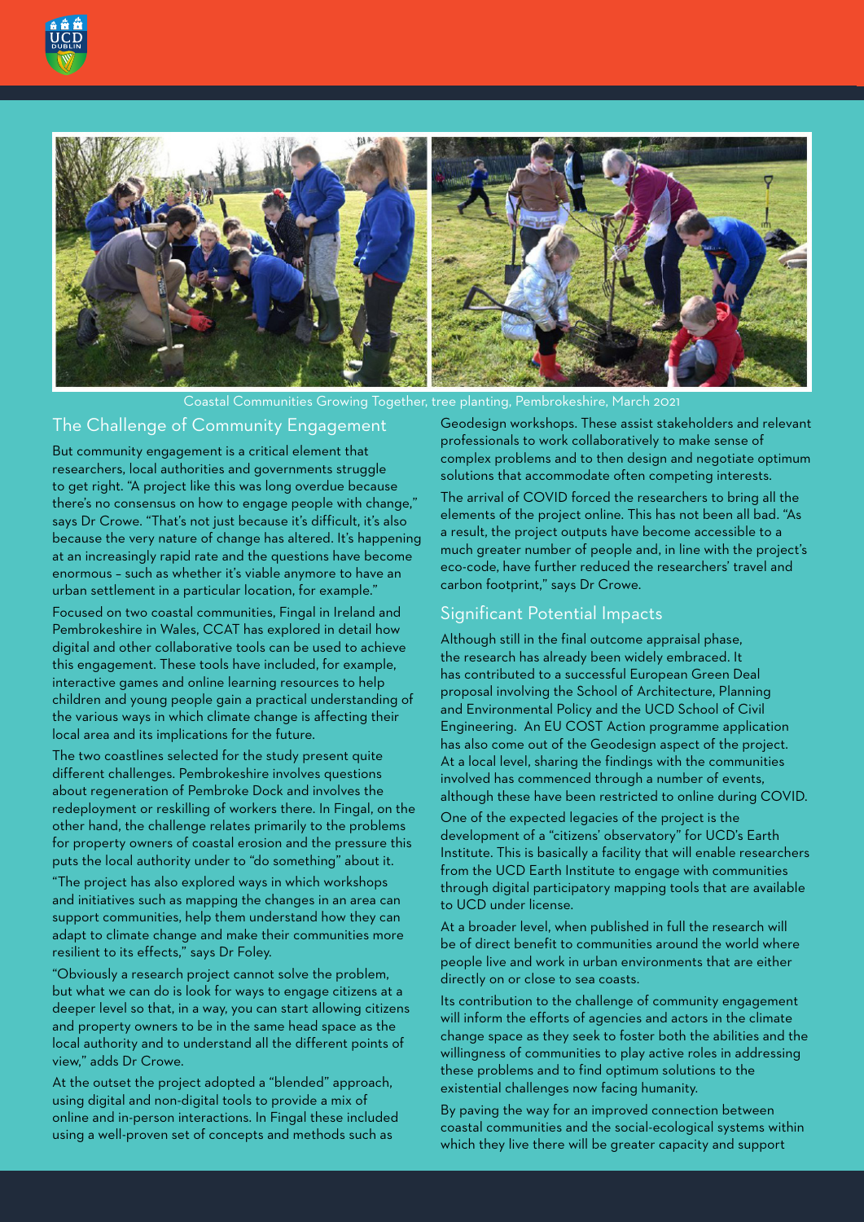Coastal Communities Growing Together, tree planting, Pembrokeshire, March 2021

## The Challenge of Community Engagement

But community engagement is a critical element that researchers, local authorities and governments struggle to get right. "A project like this was long overdue because there's no consensus on how to engage people with change," says Dr Crowe. "That's not just because it's difficult, it's also because the very nature of change has altered. It's happening at an increasingly rapid rate and the questions have become enormous – such as whether it's viable anymore to have an urban settlement in a particular location, for example."

Focused on two coastal communities, Fingal in Ireland and Pembrokeshire in Wales, CCAT has explored in detail how digital and other collaborative tools can be used to achieve this engagement. These tools have included, for example, interactive games and online learning resources to help children and young people gain a practical understanding of the various ways in which climate change is affecting their local area and its implications for the future.

The two coastlines selected for the study present quite different challenges. Pembrokeshire involves questions about regeneration of Pembroke Dock and involves the redeployment or reskilling of workers there. In Fingal, on the other hand, the challenge relates primarily to the problems for property owners of coastal erosion and the pressure this puts the local authority under to "do something" about it.

"The project has also explored ways in which workshops and initiatives such as mapping the changes in an area can support communities, help them understand how they can adapt to climate change and make their communities more resilient to its effects," says Dr Foley.

"Obviously a research project cannot solve the problem, but what we can do is look for ways to engage citizens at a deeper level so that, in a way, you can start allowing citizens and property owners to be in the same head space as the local authority and to understand all the different points of view," adds Dr Crowe.

At the outset the project adopted a "blended" approach, using digital and non-digital tools to provide a mix of online and in-person interactions. In Fingal these included using a well-proven set of concepts and methods such as Geodesign workshops. These assist stakeholders and relevant professionals to work collaboratively to make sense of complex problems and to then design and negotiate optimum solutions that accommodate often competing interests.

The arrival of COVID forced the researchers to bring all the elements of the project online. This has not been all bad. "As a result, the project outputs have become accessible to a much greater number of people and, in line with the project's eco-code, have further reduced the researchers' travel and carbon footprint," says Dr Crowe.

## Significant Potential Impacts

Although still in the final outcome appraisal phase, the research has already been widely embraced. It has contributed to a successful European Green Deal proposal involving the School of Architecture, Planning and Environmental Policy and the UCD School of Civil Engineering. An EU COST Action programme application has also come out of the Geodesign aspect of the project. At a local level, sharing the findings with the communities involved has commenced through a number of events, although these have been restricted to online during COVID.

One of the expected legacies of the project is the development of a "citizens' observatory" for UCD's Earth Institute. This is basically a facility that will enable researchers from the UCD Earth Institute to engage with communities through digital participatory mapping tools that are available to UCD under license.

At a broader level, when published in full the research will be of direct benefit to communities around the world where people live and work in urban environments that are either directly on or close to sea coasts.

Its contribution to the challenge of community engagement will inform the efforts of agencies and actors in the climate change space as they seek to foster both the abilities and the willingness of communities to play active roles in addressing these problems and to find optimum solutions to the existential challenges now facing humanity.

By paving the way for an improved connection between coastal communities and the social-ecological systems within which they live there will be greater capacity and support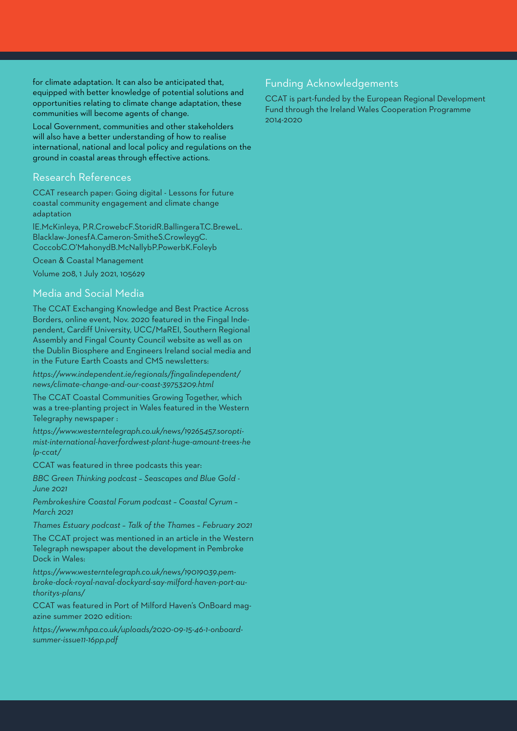for climate adaptation. It can also be anticipated that, equipped with better knowledge of potential solutions and opportunities relating to climate change adaptation, these communities will become agents of change.

Local Government, communities and other stakeholders will also have a better understanding of how to realise international, national and local policy and regulations on the ground in coastal areas through effective actions.

## Research References

CCAT research paper: Going digital - Lessons for future coastal community engagement and climate change adaptation

lE.McKinleya, P.R.CrowebcF.StoridR.BallingeraT.C.BreweL. Blacklaw-JonesfA.Cameron-SmitheS.CrowleygC. CoccobC.O'MahonydB.McNallybP.PowerbK.Foleyb

Ocean & Coastal Management

Volume 208, 1 July 2021, 105629

## Media and Social Media

The CCAT Exchanging Knowledge and Best Practice Across Borders, online event, Nov. 2020 featured in the Fingal Independent, Cardiff University, UCC/MaREI, Southern Regional Assembly and Fingal County Council website as well as on the Dublin Biosphere and Engineers Ireland social media and in the Future Earth Coasts and CMS newsletters:

*https://www.independent.ie/regionals/fingalindependent/news/climate-change-and-our-coast-39753209.html*

The CCAT Coastal Communities Growing Together, which was a tree-planting project in Wales featured in the Western Telegraphy newspaper :

*https://www.westerntelegraph.co.uk/news/19265457.soroptimist-international-haverfordwest-plant-huge-amount-trees-help-ccat/*

CCAT was featured in three podcasts this year:

*BBC Green Thinking podcast – Seascapes and Blue Gold - June 2021*

*Pembrokeshire Coastal Forum podcast – Coastal Cyrum – March 2021*

*Thames Estuary podcast – Talk of the Thames – February 2021*

The CCAT project was mentioned in an article in the Western Telegraph newspaper about the development in Pembroke Dock in Wales:

*https://www.westerntelegraph.co.uk/news/19019039.pembroke-dock-royal-naval-dockyard-say-milford-haven-port-authoritys-plans/*

CCAT was featured in Port of Milford Haven's OnBoard magazine summer 2020 edition:

*https://www.mhpa.co.uk/uploads/2020-09-15-46-1-onboard-summer-issue11-16pp.pdf*

## Funding Acknowledgements

CCAT is part-funded by the European Regional Development Fund through the Ireland Wales Cooperation Programme 2014-2020